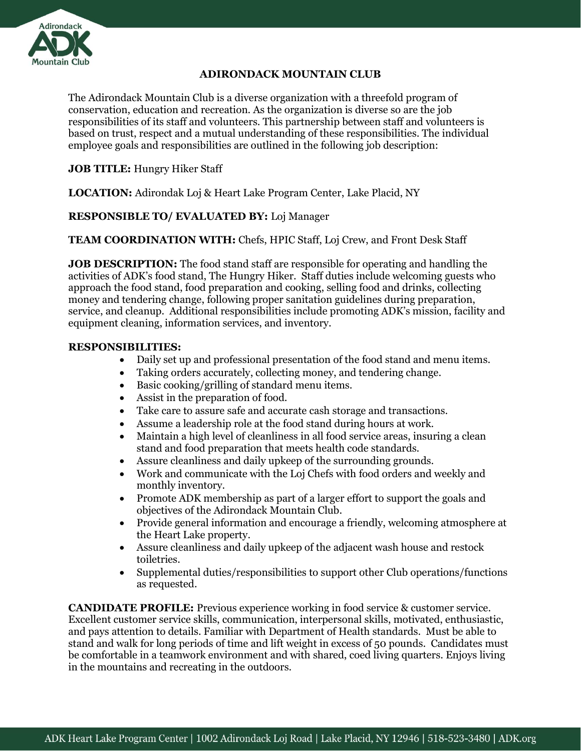# ADIRONDACK MOUNTAIN CLUB

The Adirondack Mountain Club is a diverse organization with a threefold program of conservation, education and recreation. As the organization is diverse so are the job responsibilities of its staff and volunteers. This partnership between staff and volunteers is based on trust, respect and a mutual understanding of these responsibilities. The individual employee goals and responsibilities are outlined in the following job description:

**JOB TITLE:** Hungry Hiker Staff

**LOCATION:** Adirondak Loj & Heart Lake Program Center, Lake Placid, NY

**RESPONSIBLE TO/ EVALUATED BY:** Loj Manager

**TEAM COORDINATION WITH:** Chefs, HPIC Staff, Loj Crew, and Front Desk Staff

**JOB DESCRIPTION:** The food stand staff are responsible for operating and handling the activities of ADK's food stand, The Hungry Hiker. Staff duties include welcoming guests who approach the food stand, food preparation and cooking, selling food and drinks, collecting money and tendering change, following proper sanitation guidelines during preparation, service, and cleanup. Additional responsibilities include promoting ADK's mission, facility and equipment cleaning, information services, and inventory.

**RESPONSIBILITIES:**

- Daily set up and professional presentation of the food stand and menu items.
- Taking orders accurately, collecting money, and tendering change.
- Basic cooking/grilling of standard menu items.
- Assist in the preparation of food.
- Take care to assure safe and accurate cash storage and transactions.
- Assume a leadership role at the food stand during hours at work.
- Maintain a high level of cleanliness in all food service areas, insuring a clean stand and food preparation that meets health code standards.
- Assure cleanliness and daily upkeep of the surrounding grounds.
- Work and communicate with the Loj Chefs with food orders and weekly and monthly inventory.
- Promote ADK membership as part of a larger effort to support the goals and objectives of the Adirondack Mountain Club.
- Provide general information and encourage a friendly, welcoming atmosphere at the Heart Lake property.
- Assure cleanliness and daily upkeep of the adjacent wash house and restock toiletries.
- Supplemental duties/responsibilities to support other Club operations/functions as requested.

**CANDIDATE PROFILE:** Previous experience working in food service & customer service. Excellent customer service skills, communication, interpersonal skills, motivated, enthusiastic, and pays attention to details. Familiar with Department of Health standards. Must be able to stand and walk for long periods of time and lift weight in excess of 50 pounds. Candidates must be comfortable in a teamwork environment and with shared, coed living quarters. Enjoys living in the mountains and recreating in the outdoors.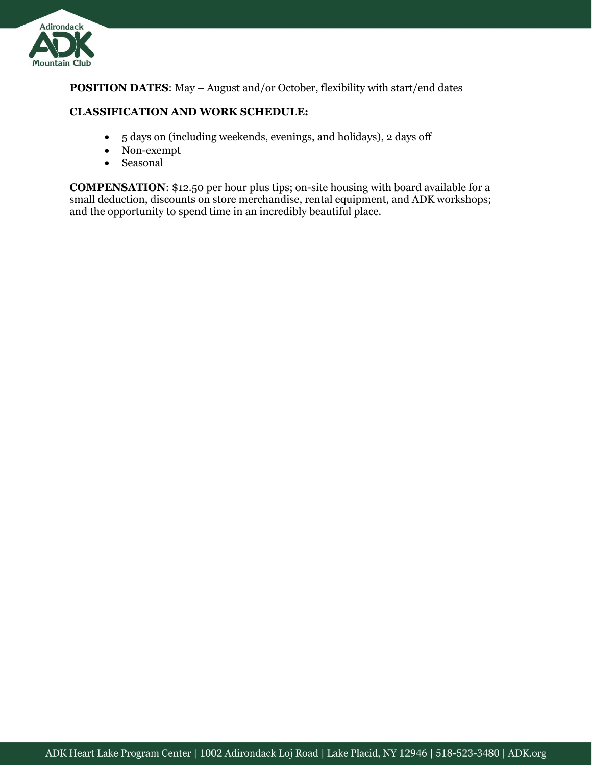**POSITION DATES**: May – August and/or October, flexibility with start/end dates

**CLASSIFICATION AND WORK SCHEDULE:**

- 5 days on (including weekends, evenings, and holidays), 2 days off
- Non-exempt
- Seasonal

**COMPENSATION**: $12.50 per hour plus tips; on-site housing with board available for a small deduction, discounts on store merchandise, rental equipment, and ADK workshops; and the opportunity to spend time in an incredibly beautiful place.